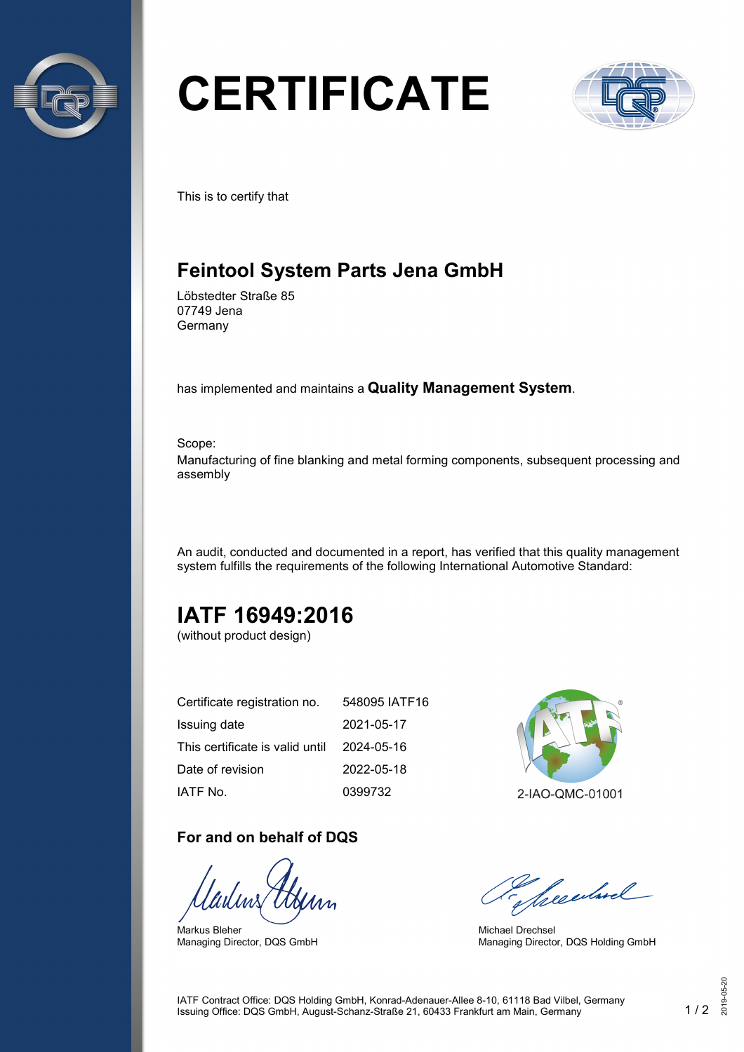# CERTIFICATE

This is to certify that

## Feintool System Parts Jena GmbH

Löbstedter Straße 85
07749 Jena
Germany

has implemented and maintains a **Quality Management System**.

Scope:
Manufacturing of fine blanking and metal forming components, subsequent processing and assembly

An audit, conducted and documented in a report, has verified that this quality management system fulfills the requirements of the following International Automotive Standard:

## IATF 16949:2016

(without product design)

| | |
|---|---|
| Certificate registration no. | 548095 IATF16 |
| Issuing date | 2021-05-17 |
| This certificate is valid until | 2024-05-16 |
| Date of revision | 2022-05-18 |
| IATF No. | 0399732 |

2-IAO-QMC-01001

### For and on behalf of DQS

Markus Bleher
Managing Director, DQS GmbH

Michael Drechsel
Managing Director, DQS Holding GmbH

IATF Contract Office: DQS Holding GmbH, Konrad-Adenauer-Allee 8-10, 61118 Bad Vilbel, Germany
Issuing Office: DQS GmbH, August-Schanz-Straße 21, 60433 Frankfurt am Main, Germany

2019-05-20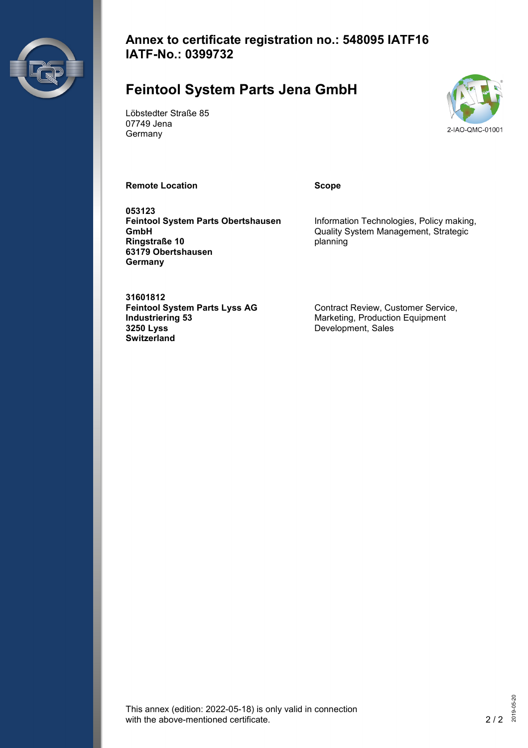# Annex to certificate registration no.: 548095 IATF16
# IATF-No.: 0399732

## Feintool System Parts Jena GmbH

Löbstedter Straße 85
07749 Jena
Germany

2-IAO-QMC-01001

| Remote Location | Scope |
|---|---|
| **053123**<br>**Feintool System Parts Obertshausen GmbH**<br>**Ringstraße 10**<br>**63179 Obertshausen**<br>**Germany** | Information Technologies, Policy making, Quality System Management, Strategic planning |
| **31601812**<br>**Feintool System Parts Lyss AG**<br>**Industriering 53**<br>**3250 Lyss**<br>**Switzerland** | Contract Review, Customer Service, Marketing, Production Equipment Development, Sales |

This annex (edition: 2022-05-18) is only valid in connection with the above-mentioned certificate.

2019-05-20